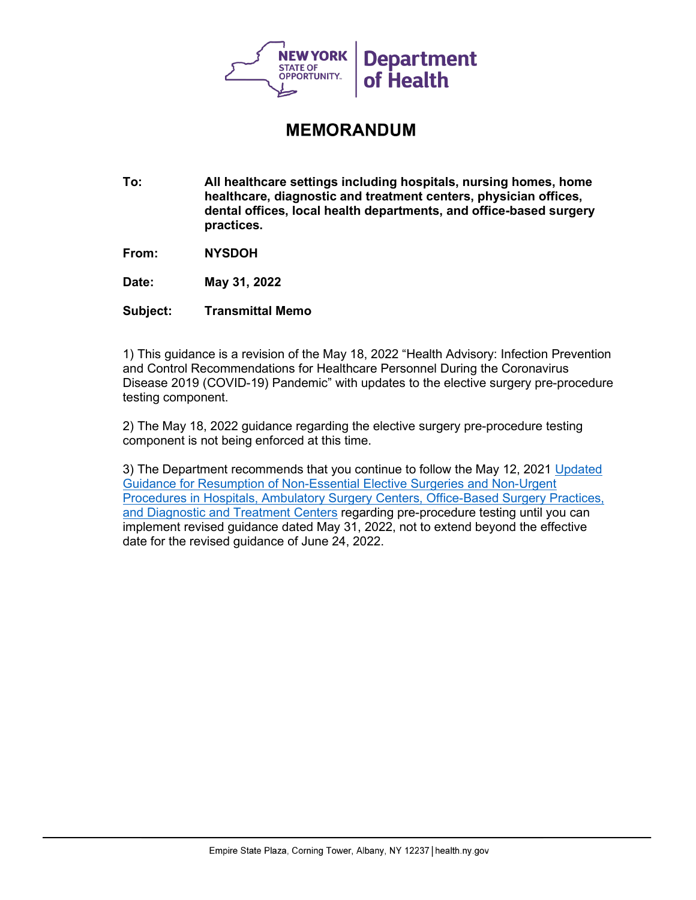NEW YORK STATE OF OPPORTUNITY. | Department of Health

# MEMORANDUM

**To:** **All healthcare settings including hospitals, nursing homes, home healthcare, diagnostic and treatment centers, physician offices, dental offices, local health departments, and office-based surgery practices.**

**From:** **NYSDOH**

**Date:** **May 31, 2022**

**Subject:** **Transmittal Memo**

1) This guidance is a revision of the May 18, 2022 "Health Advisory: Infection Prevention and Control Recommendations for Healthcare Personnel During the Coronavirus Disease 2019 (COVID-19) Pandemic" with updates to the elective surgery pre-procedure testing component.

2) The May 18, 2022 guidance regarding the elective surgery pre-procedure testing component is not being enforced at this time.

3) The Department recommends that you continue to follow the May 12, 2021 Updated Guidance for Resumption of Non-Essential Elective Surgeries and Non-Urgent Procedures in Hospitals, Ambulatory Surgery Centers, Office-Based Surgery Practices, and Diagnostic and Treatment Centers regarding pre-procedure testing until you can implement revised guidance dated May 31, 2022, not to extend beyond the effective date for the revised guidance of June 24, 2022.

Empire State Plaza, Corning Tower, Albany, NY 12237 | health.ny.gov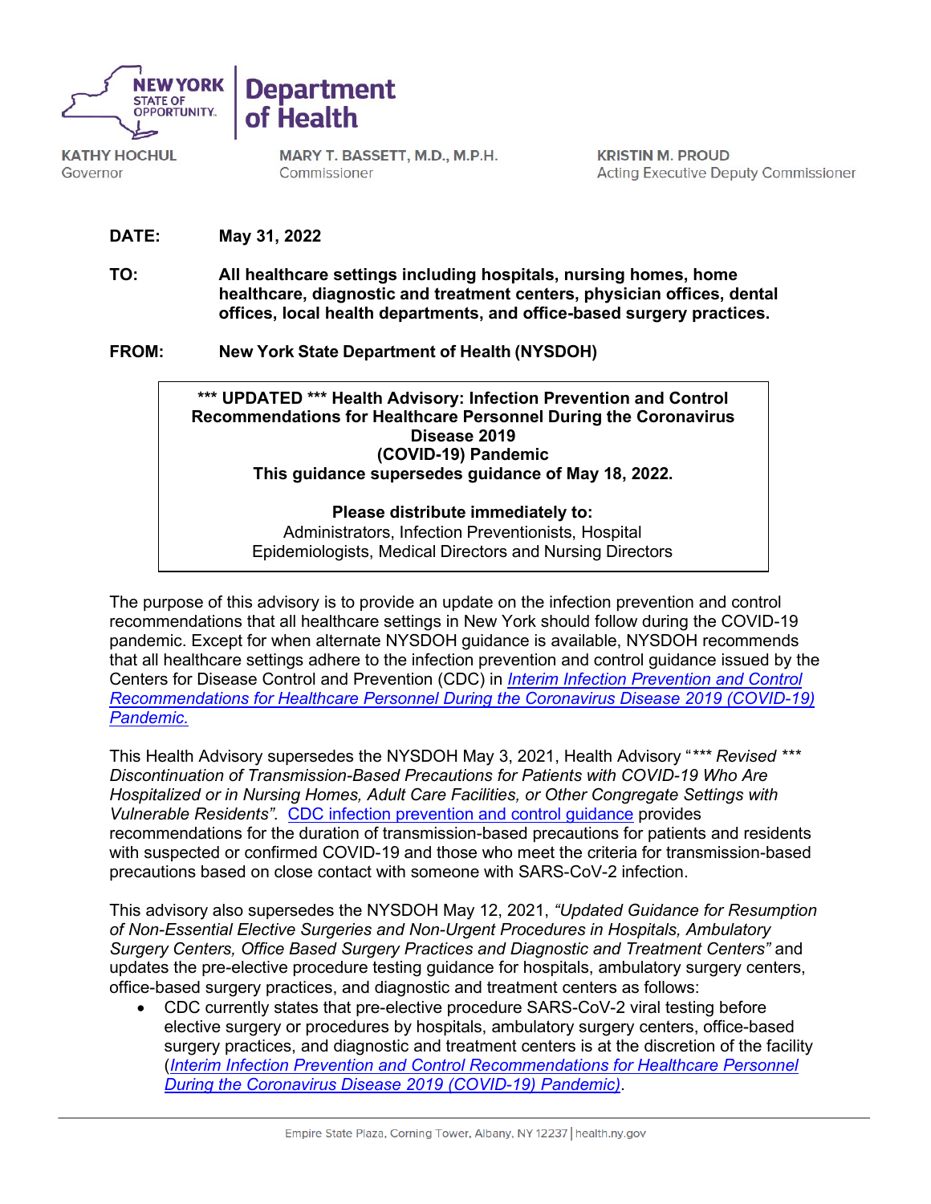**NEW YORK STATE OF OPPORTUNITY.** | **Department of Health**

**KATHY HOCHUL**
Governor

**MARY T. BASSETT, M.D., M.P.H.**
Commissioner

**KRISTIN M. PROUD**
Acting Executive Deputy Commissioner

**DATE:** **May 31, 2022**

**TO:** **All healthcare settings including hospitals, nursing homes, home healthcare, diagnostic and treatment centers, physician offices, dental offices, local health departments, and office-based surgery practices.**

**FROM:** **New York State Department of Health (NYSDOH)**

**\*\*\* UPDATED \*\*\* Health Advisory: Infection Prevention and Control Recommendations for Healthcare Personnel During the Coronavirus Disease 2019 (COVID-19) Pandemic**
**This guidance supersedes guidance of May 18, 2022.**

**Please distribute immediately to:**
Administrators, Infection Preventionists, Hospital Epidemiologists, Medical Directors and Nursing Directors

The purpose of this advisory is to provide an update on the infection prevention and control recommendations that all healthcare settings in New York should follow during the COVID-19 pandemic. Except for when alternate NYSDOH guidance is available, NYSDOH recommends that all healthcare settings adhere to the infection prevention and control guidance issued by the Centers for Disease Control and Prevention (CDC) in *Interim Infection Prevention and Control Recommendations for Healthcare Personnel During the Coronavirus Disease 2019 (COVID-19) Pandemic.*

This Health Advisory supersedes the NYSDOH May 3, 2021, Health Advisory "*\*\*\* Revised \*\*\* Discontinuation of Transmission-Based Precautions for Patients with COVID-19 Who Are Hospitalized or in Nursing Homes, Adult Care Facilities, or Other Congregate Settings with Vulnerable Residents".* CDC infection prevention and control guidance provides recommendations for the duration of transmission-based precautions for patients and residents with suspected or confirmed COVID-19 and those who meet the criteria for transmission-based precautions based on close contact with someone with SARS-CoV-2 infection.

This advisory also supersedes the NYSDOH May 12, 2021, *"Updated Guidance for Resumption of Non-Essential Elective Surgeries and Non-Urgent Procedures in Hospitals, Ambulatory Surgery Centers, Office Based Surgery Practices and Diagnostic and Treatment Centers"* and updates the pre-elective procedure testing guidance for hospitals, ambulatory surgery centers, office-based surgery practices, and diagnostic and treatment centers as follows:

- CDC currently states that pre-elective procedure SARS-CoV-2 viral testing before elective surgery or procedures by hospitals, ambulatory surgery centers, office-based surgery practices, and diagnostic and treatment centers is at the discretion of the facility (*Interim Infection Prevention and Control Recommendations for Healthcare Personnel During the Coronavirus Disease 2019 (COVID-19) Pandemic*).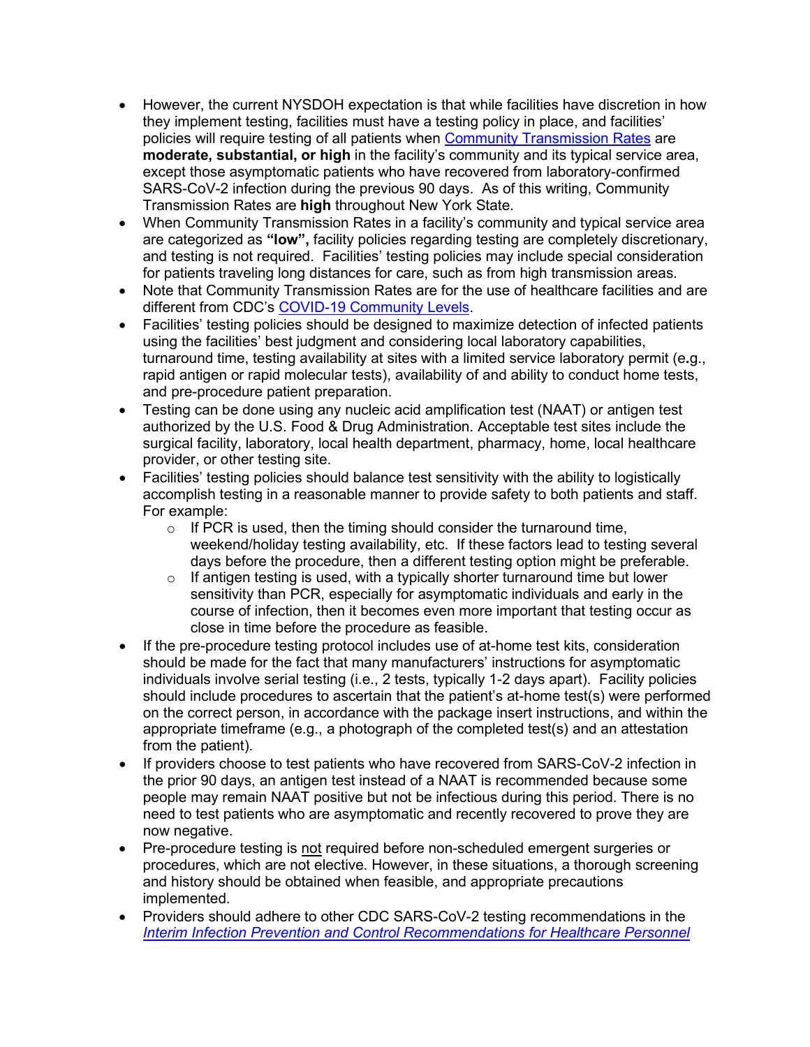- However, the current NYSDOH expectation is that while facilities have discretion in how they implement testing, facilities must have a testing policy in place, and facilities' policies will require testing of all patients when [Community Transmission Rates]() are **moderate, substantial, or high** in the facility's community and its typical service area, except those asymptomatic patients who have recovered from laboratory-confirmed SARS-CoV-2 infection during the previous 90 days. As of this writing, Community Transmission Rates are **high** throughout New York State.
- When Community Transmission Rates in a facility's community and typical service area are categorized as **"low",** facility policies regarding testing are completely discretionary, and testing is not required. Facilities' testing policies may include special consideration for patients traveling long distances for care, such as from high transmission areas.
- Note that Community Transmission Rates are for the use of healthcare facilities and are different from CDC's [COVID-19 Community Levels]().
- Facilities' testing policies should be designed to maximize detection of infected patients using the facilities' best judgment and considering local laboratory capabilities, turnaround time, testing availability at sites with a limited service laboratory permit (e.g., rapid antigen or rapid molecular tests), availability of and ability to conduct home tests, and pre-procedure patient preparation.
- Testing can be done using any nucleic acid amplification test (NAAT) or antigen test authorized by the U.S. Food & Drug Administration. Acceptable test sites include the surgical facility, laboratory, local health department, pharmacy, home, local healthcare provider, or other testing site.
- Facilities' testing policies should balance test sensitivity with the ability to logistically accomplish testing in a reasonable manner to provide safety to both patients and staff. For example:
  - If PCR is used, then the timing should consider the turnaround time, weekend/holiday testing availability, etc. If these factors lead to testing several days before the procedure, then a different testing option might be preferable.
  - If antigen testing is used, with a typically shorter turnaround time but lower sensitivity than PCR, especially for asymptomatic individuals and early in the course of infection, then it becomes even more important that testing occur as close in time before the procedure as feasible.
- If the pre-procedure testing protocol includes use of at-home test kits, consideration should be made for the fact that many manufacturers' instructions for asymptomatic individuals involve serial testing (i.e., 2 tests, typically 1-2 days apart). Facility policies should include procedures to ascertain that the patient's at-home test(s) were performed on the correct person, in accordance with the package insert instructions, and within the appropriate timeframe (e.g., a photograph of the completed test(s) and an attestation from the patient).
- If providers choose to test patients who have recovered from SARS-CoV-2 infection in the prior 90 days, an antigen test instead of a NAAT is recommended because some people may remain NAAT positive but not be infectious during this period. There is no need to test patients who are asymptomatic and recently recovered to prove they are now negative.
- Pre-procedure testing is <u>not</u> required before non-scheduled emergent surgeries or procedures, which are not elective. However, in these situations, a thorough screening and history should be obtained when feasible, and appropriate precautions implemented.
- Providers should adhere to other CDC SARS-CoV-2 testing recommendations in the [*Interim Infection Prevention and Control Recommendations for Healthcare Personnel*]()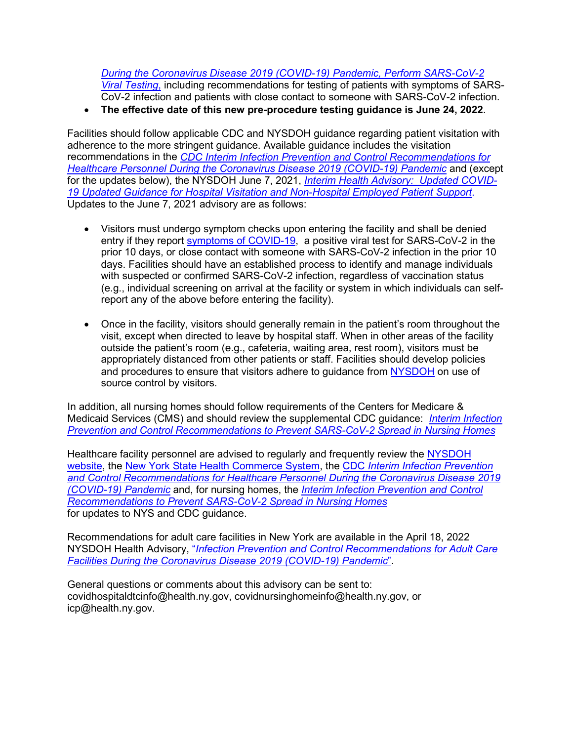*During the Coronavirus Disease 2019 (COVID-19) Pandemic, Perform SARS-CoV-2 Viral Testing,* including recommendations for testing of patients with symptoms of SARS-CoV-2 infection and patients with close contact to someone with SARS-CoV-2 infection.

- **The effective date of this new pre-procedure testing guidance is June 24, 2022**.

Facilities should follow applicable CDC and NYSDOH guidance regarding patient visitation with adherence to the more stringent guidance. Available guidance includes the visitation recommendations in the *CDC Interim Infection Prevention and Control Recommendations for Healthcare Personnel During the Coronavirus Disease 2019 (COVID-19) Pandemic* and (except for the updates below), the NYSDOH June 7, 2021, *Interim Health Advisory: Updated COVID-19 Updated Guidance for Hospital Visitation and Non-Hospital Employed Patient Support*. Updates to the June 7, 2021 advisory are as follows:

- Visitors must undergo symptom checks upon entering the facility and shall be denied entry if they report symptoms of COVID-19, a positive viral test for SARS-CoV-2 in the prior 10 days, or close contact with someone with SARS-CoV-2 infection in the prior 10 days. Facilities should have an established process to identify and manage individuals with suspected or confirmed SARS-CoV-2 infection, regardless of vaccination status (e.g., individual screening on arrival at the facility or system in which individuals can self-report any of the above before entering the facility).

- Once in the facility, visitors should generally remain in the patient's room throughout the visit, except when directed to leave by hospital staff. When in other areas of the facility outside the patient's room (e.g., cafeteria, waiting area, rest room), visitors must be appropriately distanced from other patients or staff. Facilities should develop policies and procedures to ensure that visitors adhere to guidance from NYSDOH on use of source control by visitors.

In addition, all nursing homes should follow requirements of the Centers for Medicare & Medicaid Services (CMS) and should review the supplemental CDC guidance: *Interim Infection Prevention and Control Recommendations to Prevent SARS-CoV-2 Spread in Nursing Homes*

Healthcare facility personnel are advised to regularly and frequently review the NYSDOH website, the New York State Health Commerce System, the CDC *Interim Infection Prevention and Control Recommendations for Healthcare Personnel During the Coronavirus Disease 2019 (COVID-19) Pandemic* and, for nursing homes, the *Interim Infection Prevention and Control Recommendations to Prevent SARS-CoV-2 Spread in Nursing Homes* for updates to NYS and CDC guidance.

Recommendations for adult care facilities in New York are available in the April 18, 2022 NYSDOH Health Advisory, "*Infection Prevention and Control Recommendations for Adult Care Facilities During the Coronavirus Disease 2019 (COVID-19) Pandemic*".

General questions or comments about this advisory can be sent to: covidhospitaldtcinfo@health.ny.gov, covidnursinghomeinfo@health.ny.gov, or icp@health.ny.gov.